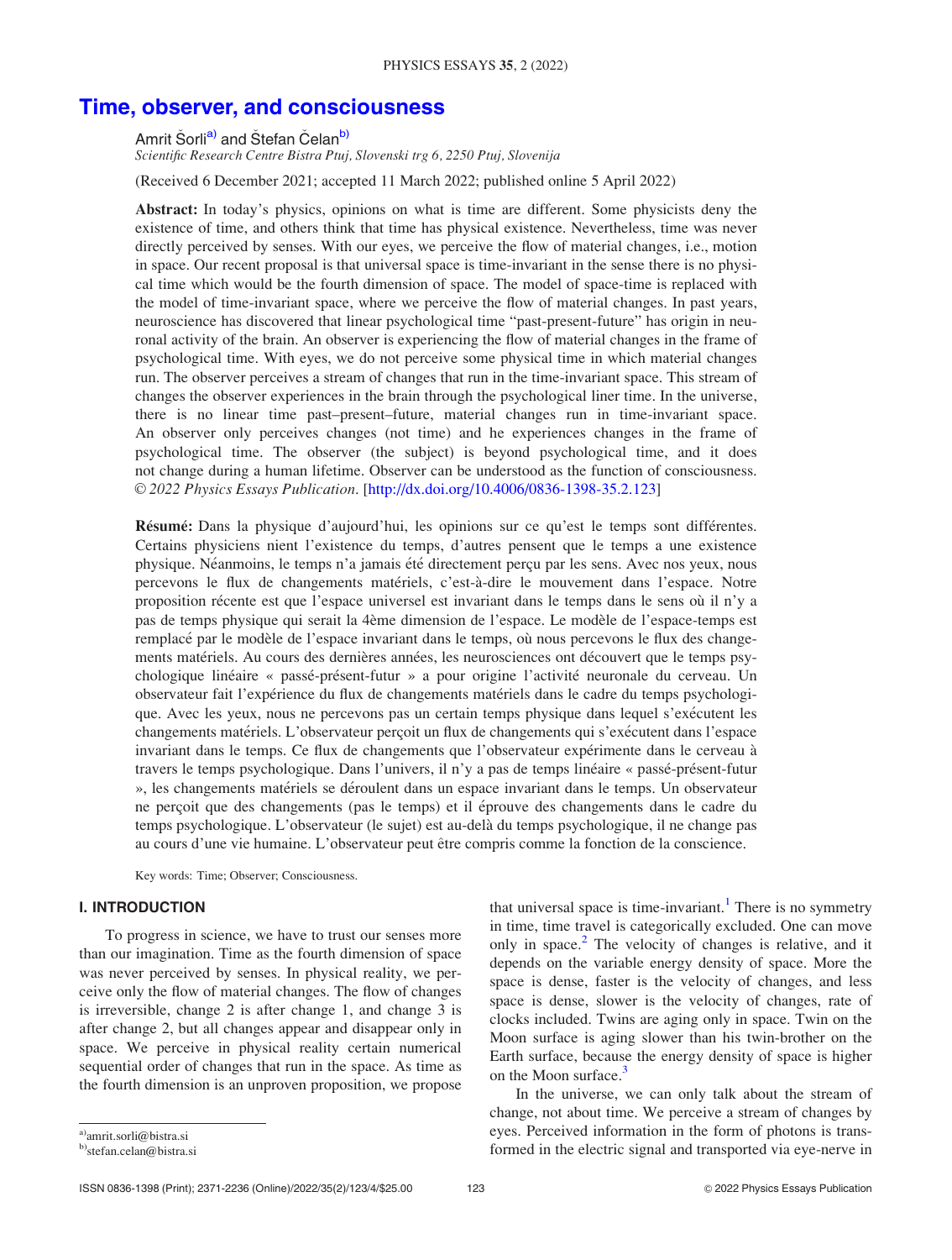# Time, observer, and consciousness

Amrit Šorli[a] and Štefan Čelan[b]

*Scientific Research Centre Bistra Ptuj, Slovenski trg 6, 2250 Ptuj, Slovenija*

(Received 6 December 2021; accepted 11 March 2022; published online 5 April 2022)

**Abstract:** In today's physics, opinions on what is time are different. Some physicists deny the existence of time, and others think that time has physical existence. Nevertheless, time was never directly perceived by senses. With our eyes, we perceive the flow of material changes, i.e., motion in space. Our recent proposal is that universal space is time-invariant in the sense there is no physical time which would be the fourth dimension of space. The model of space-time is replaced with the model of time-invariant space, where we perceive the flow of material changes. In past years, neuroscience has discovered that linear psychological time "past-present-future" has origin in neuronal activity of the brain. An observer is experiencing the flow of material changes in the frame of psychological time. With eyes, we do not perceive some physical time in which material changes run. The observer perceives a stream of changes that run in the time-invariant space. This stream of changes the observer experiences in the brain through the psychological liner time. In the universe, there is no linear time past–present–future, material changes run in time-invariant space. An observer only perceives changes (not time) and he experiences changes in the frame of psychological time. The observer (the subject) is beyond psychological time, and it does not change during a human lifetime. Observer can be understood as the function of consciousness. *© 2022 Physics Essays Publication.* [http://dx.doi.org/10.4006/0836-1398-35.2.123]

**Résumé:** Dans la physique d'aujourd'hui, les opinions sur ce qu'est le temps sont différentes. Certains physiciens nient l'existence du temps, d'autres pensent que le temps a une existence physique. Néanmoins, le temps n'a jamais été directement perçu par les sens. Avec nos yeux, nous percevons le flux de changements matériels, c'est-à-dire le mouvement dans l'espace. Notre proposition récente est que l'espace universel est invariant dans le temps dans le sens où il n'y a pas de temps physique qui serait la 4ème dimension de l'espace. Le modèle de l'espace-temps est remplacé par le modèle de l'espace invariant dans le temps, où nous percevons le flux des changements matériels. Au cours des dernières années, les neurosciences ont découvert que le temps psychologique linéaire « passé-présent-futur » a pour origine l'activité neuronale du cerveau. Un observateur fait l'expérience du flux de changements matériels dans le cadre du temps psychologique. Avec les yeux, nous ne percevons pas un certain temps physique dans lequel s'exécutent les changements matériels. L'observateur perçoit un flux de changements qui s'exécutent dans l'espace invariant dans le temps. Ce flux de changements que l'observateur expérimente dans le cerveau à travers le temps psychologique. Dans l'univers, il n'y a pas de temps linéaire « passé-présent-futur », les changements matériels se déroulent dans un espace invariant dans le temps. Un observateur ne perçoit que des changements (pas le temps) et il éprouve des changements dans le cadre du temps psychologique. L'observateur (le sujet) est au-delà du temps psychologique, il ne change pas au cours d'une vie humaine. L'observateur peut être compris comme la fonction de la conscience.

Key words: Time; Observer; Consciousness.

## I. INTRODUCTION

To progress in science, we have to trust our senses more than our imagination. Time as the fourth dimension of space was never perceived by senses. In physical reality, we perceive only the flow of material changes. The flow of changes is irreversible, change 2 is after change 1, and change 3 is after change 2, but all changes appear and disappear only in space. We perceive in physical reality certain numerical sequential order of changes that run in the space. As time as the fourth dimension is an unproven proposition, we propose that universal space is time-invariant.[1] There is no symmetry in time, time travel is categorically excluded. One can move only in space.[2] The velocity of changes is relative, and it depends on the variable energy density of space. More the space is dense, faster is the velocity of changes, and less space is dense, slower is the velocity of changes, rate of clocks included. Twins are aging only in space. Twin on the Moon surface is aging slower than his twin-brother on the Earth surface, because the energy density of space is higher on the Moon surface.[3]

In the universe, we can only talk about the stream of change, not about time. We perceive a stream of changes by eyes. Perceived information in the form of photons is transformed in the electric signal and transported via eye-nerve in

[a] amrit.sorli@bistra.si
[b] stefan.celan@bistra.si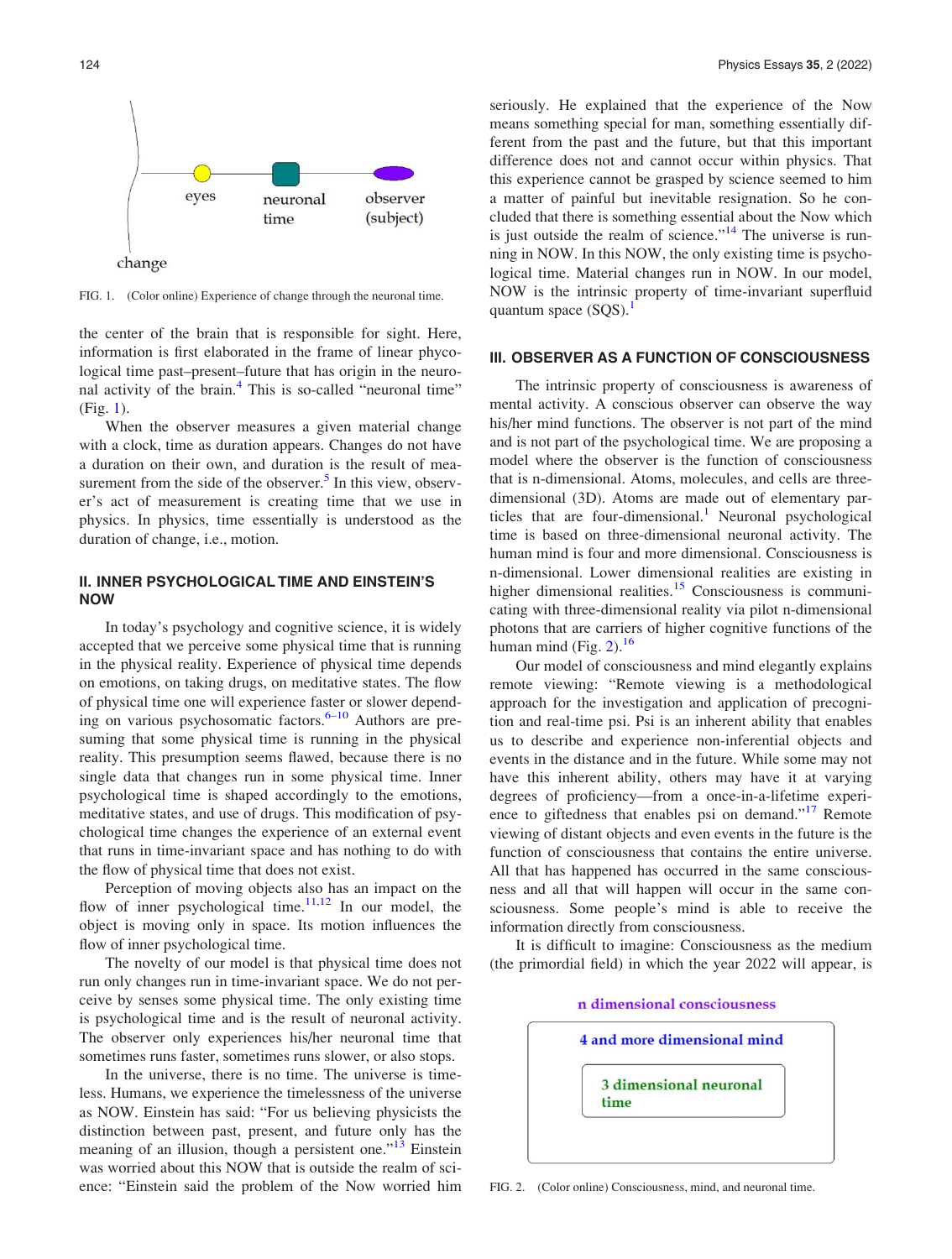FIG. 1. (Color online) Experience of change through the neuronal time.

the center of the brain that is responsible for sight. Here, information is first elaborated in the frame of linear phycological time past–present–future that has origin in the neuronal activity of the brain.[4] This is so-called "neuronal time" (Fig. 1).

When the observer measures a given material change with a clock, time as duration appears. Changes do not have a duration on their own, and duration is the result of measurement from the side of the observer.[5] In this view, observer's act of measurement is creating time that we use in physics. In physics, time essentially is understood as the duration of change, i.e., motion.

## II. INNER PSYCHOLOGICAL TIME AND EINSTEIN'S NOW

In today's psychology and cognitive science, it is widely accepted that we perceive some physical time that is running in the physical reality. Experience of physical time depends on emotions, on taking drugs, on meditative states. The flow of physical time one will experience faster or slower depending on various psychosomatic factors.[6–10] Authors are presuming that some physical time is running in the physical reality. This presumption seems flawed, because there is no single data that changes run in some physical time. Inner psychological time is shaped accordingly to the emotions, meditative states, and use of drugs. This modification of psychological time changes the experience of an external event that runs in time-invariant space and has nothing to do with the flow of physical time that does not exist.

Perception of moving objects also has an impact on the flow of inner psychological time.[11,12] In our model, the object is moving only in space. Its motion influences the flow of inner psychological time.

The novelty of our model is that physical time does not run only changes run in time-invariant space. We do not perceive by senses some physical time. The only existing time is psychological time and is the result of neuronal activity. The observer only experiences his/her neuronal time that sometimes runs faster, sometimes runs slower, or also stops.

In the universe, there is no time. The universe is timeless. Humans, we experience the timelessness of the universe as NOW. Einstein has said: "For us believing physicists the distinction between past, present, and future only has the meaning of an illusion, though a persistent one."[13] Einstein was worried about this NOW that is outside the realm of science: "Einstein said the problem of the Now worried him seriously. He explained that the experience of the Now means something special for man, something essentially different from the past and the future, but that this important difference does not and cannot occur within physics. That this experience cannot be grasped by science seemed to him a matter of painful but inevitable resignation. So he concluded that there is something essential about the Now which is just outside the realm of science."[14] The universe is running in NOW. In this NOW, the only existing time is psychological time. Material changes run in NOW. In our model, NOW is the intrinsic property of time-invariant superfluid quantum space (SQS).[1]

## III. OBSERVER AS A FUNCTION OF CONSCIOUSNESS

The intrinsic property of consciousness is awareness of mental activity. A conscious observer can observe the way his/her mind functions. The observer is not part of the mind and is not part of the psychological time. We are proposing a model where the observer is the function of consciousness that is n-dimensional. Atoms, molecules, and cells are three-dimensional (3D). Atoms are made out of elementary particles that are four-dimensional.[1] Neuronal psychological time is based on three-dimensional neuronal activity. The human mind is four and more dimensional. Consciousness is n-dimensional. Lower dimensional realities are existing in higher dimensional realities.[15] Consciousness is communicating with three-dimensional reality via pilot n-dimensional photons that are carriers of higher cognitive functions of the human mind (Fig. 2).[16]

Our model of consciousness and mind elegantly explains remote viewing: "Remote viewing is a methodological approach for the investigation and application of precognition and real-time psi. Psi is an inherent ability that enables us to describe and experience non-inferential objects and events in the distance and in the future. While some may not have this inherent ability, others may have it at varying degrees of proficiency—from a once-in-a-lifetime experience to giftedness that enables psi on demand."[17] Remote viewing of distant objects and even events in the future is the function of consciousness that contains the entire universe. All that has happened has occurred in the same consciousness and all that will happen will occur in the same consciousness. Some people's mind is able to receive the information directly from consciousness.

It is difficult to imagine: Consciousness as the medium (the primordial field) in which the year 2022 will appear, is

FIG. 2. (Color online) Consciousness, mind, and neuronal time.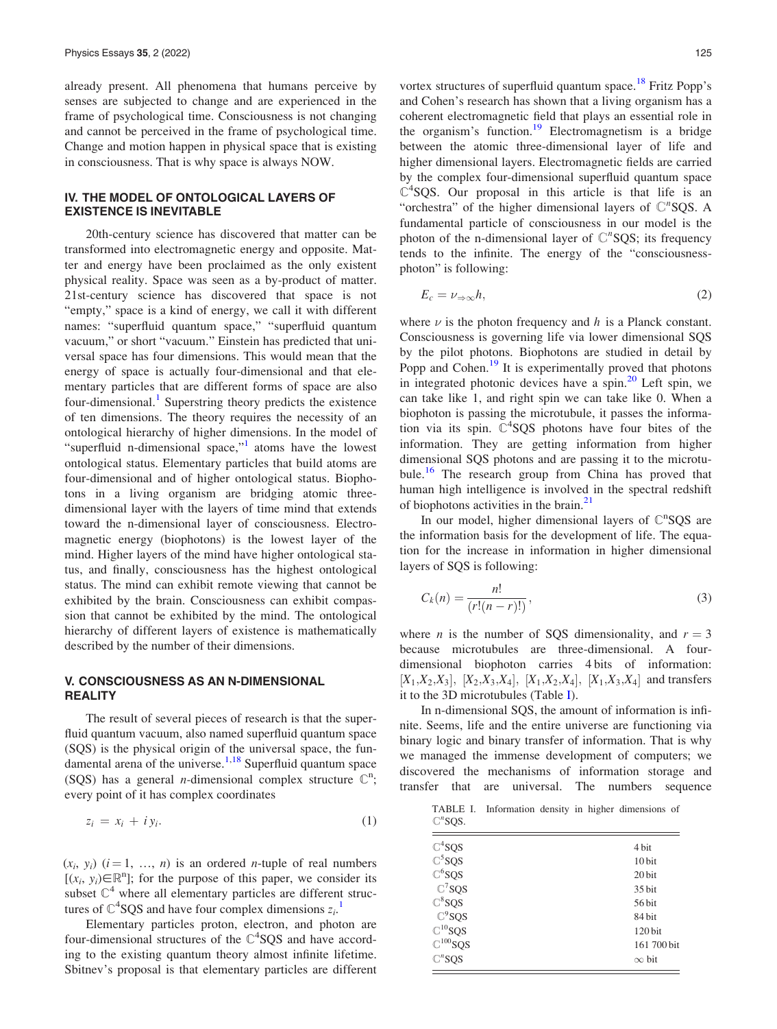already present. All phenomena that humans perceive by senses are subjected to change and are experienced in the frame of psychological time. Consciousness is not changing and cannot be perceived in the frame of psychological time. Change and motion happen in physical space that is existing in consciousness. That is why space is always NOW.

## IV. THE MODEL OF ONTOLOGICAL LAYERS OF EXISTENCE IS INEVITABLE

20th-century science has discovered that matter can be transformed into electromagnetic energy and opposite. Matter and energy have been proclaimed as the only existent physical reality. Space was seen as a by-product of matter. 21st-century science has discovered that space is not "empty," space is a kind of energy, we call it with different names: "superfluid quantum space," "superfluid quantum vacuum," or short "vacuum." Einstein has predicted that universal space has four dimensions. This would mean that the energy of space is actually four-dimensional and that elementary particles that are different forms of space are also four-dimensional.[1] Superstring theory predicts the existence of ten dimensions. The theory requires the necessity of an ontological hierarchy of higher dimensions. In the model of "superfluid n-dimensional space,"[1] atoms have the lowest ontological status. Elementary particles that build atoms are four-dimensional and of higher ontological status. Biophotons in a living organism are bridging atomic three-dimensional layer with the layers of time mind that extends toward the n-dimensional layer of consciousness. Electromagnetic energy (biophotons) is the lowest layer of the mind. Higher layers of the mind have higher ontological status, and finally, consciousness has the highest ontological status. The mind can exhibit remote viewing that cannot be exhibited by the brain. Consciousness can exhibit compassion that cannot be exhibited by the mind. The ontological hierarchy of different layers of existence is mathematically described by the number of their dimensions.

## V. CONSCIOUSNESS AS AN N-DIMENSIONAL REALITY

The result of several pieces of research is that the superfluid quantum vacuum, also named superfluid quantum space (SQS) is the physical origin of the universal space, the fundamental arena of the universe.[1,18] Superfluid quantum space (SQS) has a general $n$-dimensional complex structure $\mathbb{C}^n$; every point of it has complex coordinates

$$z_i = x_i + i\,y_i. \tag{1}$$

$(x_i, y_i)$ $(i = 1, \ldots, n)$ is an ordered $n$-tuple of real numbers $[(x_i, y_i) \in \mathbb{R}^n]$; for the purpose of this paper, we consider its subset $\mathbb{C}^4$ where all elementary particles are different structures of $\mathbb{C}^4$SQS and have four complex dimensions $z_i$.[1]

Elementary particles proton, electron, and photon are four-dimensional structures of the $\mathbb{C}^4$SQS and have according to the existing quantum theory almost infinite lifetime. Sbitnev's proposal is that elementary particles are different vortex structures of superfluid quantum space.[18] Fritz Popp's and Cohen's research has shown that a living organism has a coherent electromagnetic field that plays an essential role in the organism's function.[19] Electromagnetism is a bridge between the atomic three-dimensional layer of life and higher dimensional layers. Electromagnetic fields are carried by the complex four-dimensional superfluid quantum space $\mathbb{C}^4$SQS. Our proposal in this article is that life is an "orchestra" of the higher dimensional layers of $\mathbb{C}^n$SQS. A fundamental particle of consciousness in our model is the photon of the n-dimensional layer of $\mathbb{C}^n$SQS; its frequency tends to the infinite. The energy of the "consciousness-photon" is following:

$$E_c = \nu_{\Rightarrow\infty} h, \tag{2}$$

where $\nu$ is the photon frequency and $h$ is a Planck constant. Consciousness is governing life via lower dimensional SQS by the pilot photons. Biophotons are studied in detail by Popp and Cohen.[19] It is experimentally proved that photons in integrated photonic devices have a spin.[20] Left spin, we can take like 1, and right spin we can take like 0. When a biophoton is passing the microtubule, it passes the information via its spin. $\mathbb{C}^4$SQS photons have four bites of the information. They are getting information from higher dimensional SQS photons and are passing it to the microtubule.[16] The research group from China has proved that human high intelligence is involved in the spectral redshift of biophotons activities in the brain.[21]

In our model, higher dimensional layers of $\mathbb{C}^n$SQS are the information basis for the development of life. The equation for the increase in information in higher dimensional layers of SQS is following:

$$C_k(n) = \frac{n!}{(r!(n-r)!)}, \tag{3}$$

where $n$ is the number of SQS dimensionality, and $r = 3$ because microtubules are three-dimensional. A four-dimensional biophoton carries 4 bits of information: $[X_1, X_2, X_3]$, $[X_2, X_3, X_4]$, $[X_1, X_2, X_4]$, $[X_1, X_3, X_4]$ and transfers it to the 3D microtubules (Table I).

In n-dimensional SQS, the amount of information is infinite. Seems, life and the entire universe are functioning via binary logic and binary transfer of information. That is why we managed the immense development of computers; we discovered the mechanisms of information storage and transfer that are universal. The numbers sequence

TABLE I. Information density in higher dimensions of $\mathbb{C}^n$SQS.

| | |
|---|---|
| $\mathbb{C}^4$SQS | 4 bit |
| $\mathbb{C}^5$SQS | 10 bit |
| $\mathbb{C}^6$SQS | 20 bit |
| $\mathbb{C}^7$SQS | 35 bit |
| $\mathbb{C}^8$SQS | 56 bit |
| $\mathbb{C}^9$SQS | 84 bit |
| $\mathbb{C}^{10}$SQS | 120 bit |
| $\mathbb{C}^{100}$SQS | 161 700 bit |
| $\mathbb{C}^n$SQS | $\infty$ bit |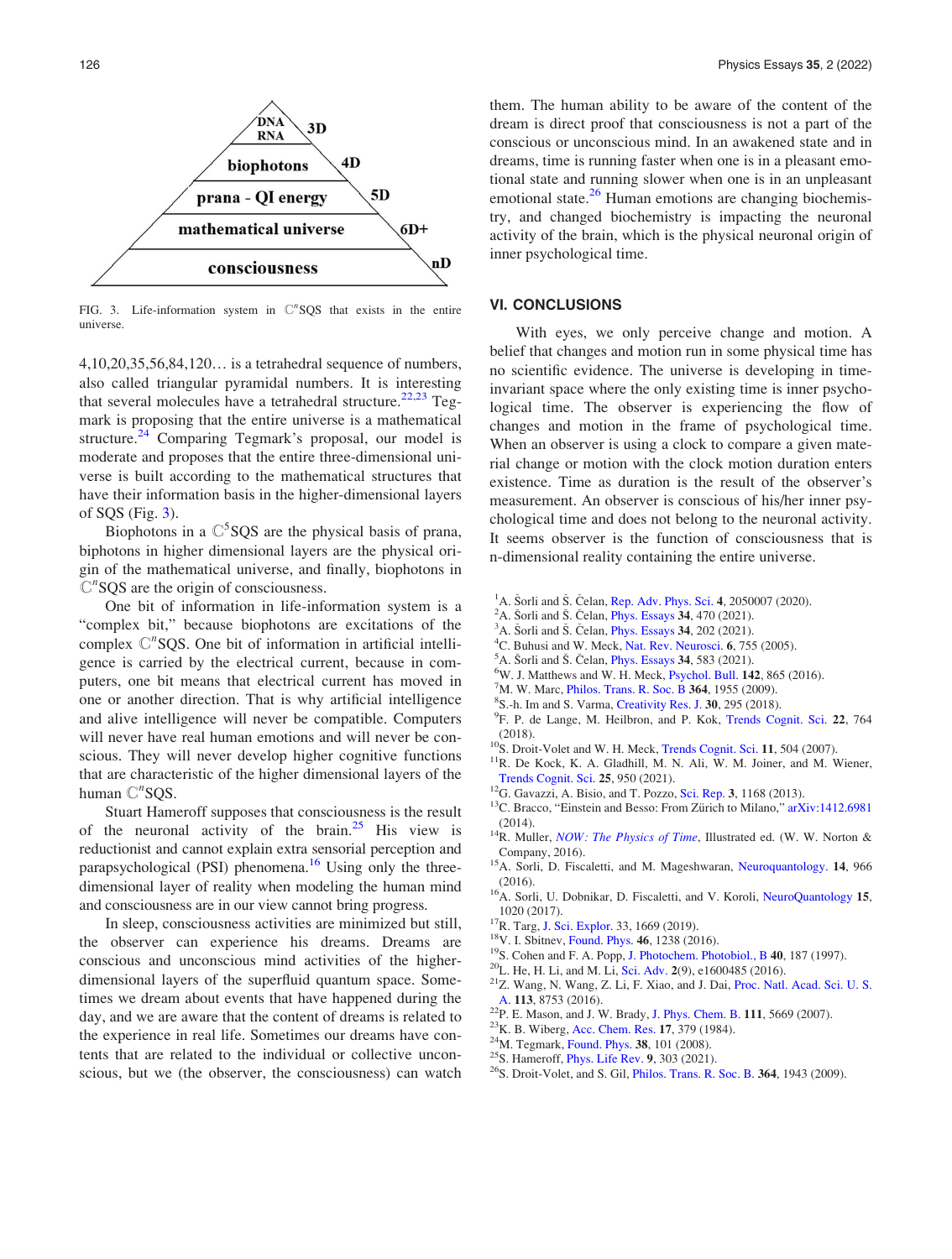DNA RNA 3D

biophotons 4D

prana - QI energy 5D

mathematical universe 6D+

consciousness nD

FIG. 3. Life-information system in $\mathbb{C}^n$SQS that exists in the entire universe.

4,10,20,35,56,84,120… is a tetrahedral sequence of numbers, also called triangular pyramidal numbers. It is interesting that several molecules have a tetrahedral structure.[22,23] Tegmark is proposing that the entire universe is a mathematical structure.[24] Comparing Tegmark's proposal, our model is moderate and proposes that the entire three-dimensional universe is built according to the mathematical structures that have their information basis in the higher-dimensional layers of SQS (Fig. 3).

Biophotons in a $\mathbb{C}^5$SQS are the physical basis of prana, biphotons in higher dimensional layers are the physical origin of the mathematical universe, and finally, biophotons in $\mathbb{C}^n$SQS are the origin of consciousness.

One bit of information in life-information system is a "complex bit," because biophotons are excitations of the complex $\mathbb{C}^n$SQS. One bit of information in artificial intelligence is carried by the electrical current, because in computers, one bit means that electrical current has moved in one or another direction. That is why artificial intelligence and alive intelligence will never be compatible. Computers will never have real human emotions and will never be conscious. They will never develop higher cognitive functions that are characteristic of the higher dimensional layers of the human $\mathbb{C}^n$SQS.

Stuart Hameroff supposes that consciousness is the result of the neuronal activity of the brain.[25] His view is reductionist and cannot explain extra sensorial perception and parapsychological (PSI) phenomena.[16] Using only the three-dimensional layer of reality when modeling the human mind and consciousness are in our view cannot bring progress.

In sleep, consciousness activities are minimized but still, the observer can experience his dreams. Dreams are conscious and unconscious mind activities of the higher-dimensional layers of the superfluid quantum space. Sometimes we dream about events that have happened during the day, and we are aware that the content of dreams is related to the experience in real life. Sometimes our dreams have contents that are related to the individual or collective unconscious, but we (the observer, the consciousness) can watch them. The human ability to be aware of the content of the dream is direct proof that consciousness is not a part of the conscious or unconscious mind. In an awakened state and in dreams, time is running faster when one is in a pleasant emotional state and running slower when one is in an unpleasant emotional state.[26] Human emotions are changing biochemistry, and changed biochemistry is impacting the neuronal activity of the brain, which is the physical neuronal origin of inner psychological time.

## VI. CONCLUSIONS

With eyes, we only perceive change and motion. A belief that changes and motion run in some physical time has no scientific evidence. The universe is developing in time-invariant space where the only existing time is inner psychological time. The observer is experiencing the flow of changes and motion in the frame of psychological time. When an observer is using a clock to compare a given material change or motion with the clock motion duration enters existence. Time as duration is the result of the observer's measurement. An observer is conscious of his/her inner psychological time and does not belong to the neuronal activity. It seems observer is the function of consciousness that is n-dimensional reality containing the entire universe.

[1] A. Šorli and Š. Čelan, Rep. Adv. Phys. Sci. **4**, 2050007 (2020).
[2] A. Šorli and Š. Čelan, Phys. Essays **34**, 470 (2021).
[3] A. Šorli and Š. Čelan, Phys. Essays **34**, 202 (2021).
[4] C. Buhusi and W. Meck, Nat. Rev. Neurosci. **6**, 755 (2005).
[5] A. Šorli and Š. Čelan, Phys. Essays **34**, 583 (2021).
[6] W. J. Matthews and W. H. Meck, Psychol. Bull. **142**, 865 (2016).
[7] M. W. Marc, Philos. Trans. R. Soc. B **364**, 1955 (2009).
[8] S.-h. Im and S. Varma, Creativity Res. J. **30**, 295 (2018).
[9] F. P. de Lange, M. Heilbron, and P. Kok, Trends Cognit. Sci. **22**, 764 (2018).
[10] S. Droit-Volet and W. H. Meck, Trends Cognit. Sci. **11**, 504 (2007).
[11] R. De Kock, K. A. Gladhill, M. N. Ali, W. M. Joiner, and M. Wiener, Trends Cognit. Sci. **25**, 950 (2021).
[12] G. Gavazzi, A. Bisio, and T. Pozzo, Sci. Rep. **3**, 1168 (2013).
[13] C. Bracco, "Einstein and Besso: From Zürich to Milano," arXiv:1412.6981 (2014).
[14] R. Muller, *NOW: The Physics of Time*, Illustrated ed. (W. W. Norton & Company, 2016).
[15] A. Sorli, D. Fiscaletti, and M. Mageshwaran, Neuroquantology. **14**, 966 (2016).
[16] A. Sorli, U. Dobnikar, D. Fiscaletti, and V. Koroli, NeuroQuantology **15**, 1020 (2017).
[17] R. Targ, J. Sci. Explor. 33, 1669 (2019).
[18] V. I. Sbitnev, Found. Phys. **46**, 1238 (2016).
[19] S. Cohen and F. A. Popp, J. Photochem. Photobiol., B **40**, 187 (1997).
[20] L. He, H. Li, and M. Li, Sci. Adv. **2**(9), e1600485 (2016).
[21] Z. Wang, N. Wang, Z. Li, F. Xiao, and J. Dai, Proc. Natl. Acad. Sci. U. S. A. **113**, 8753 (2016).
[22] P. E. Mason, and J. W. Brady, J. Phys. Chem. B. **111**, 5669 (2007).
[23] K. B. Wiberg, Acc. Chem. Res. **17**, 379 (1984).
[24] M. Tegmark, Found. Phys. **38**, 101 (2008).
[25] S. Hameroff, Phys. Life Rev. **9**, 303 (2021).
[26] S. Droit-Volet, and S. Gil, Philos. Trans. R. Soc. B. **364**, 1943 (2009).